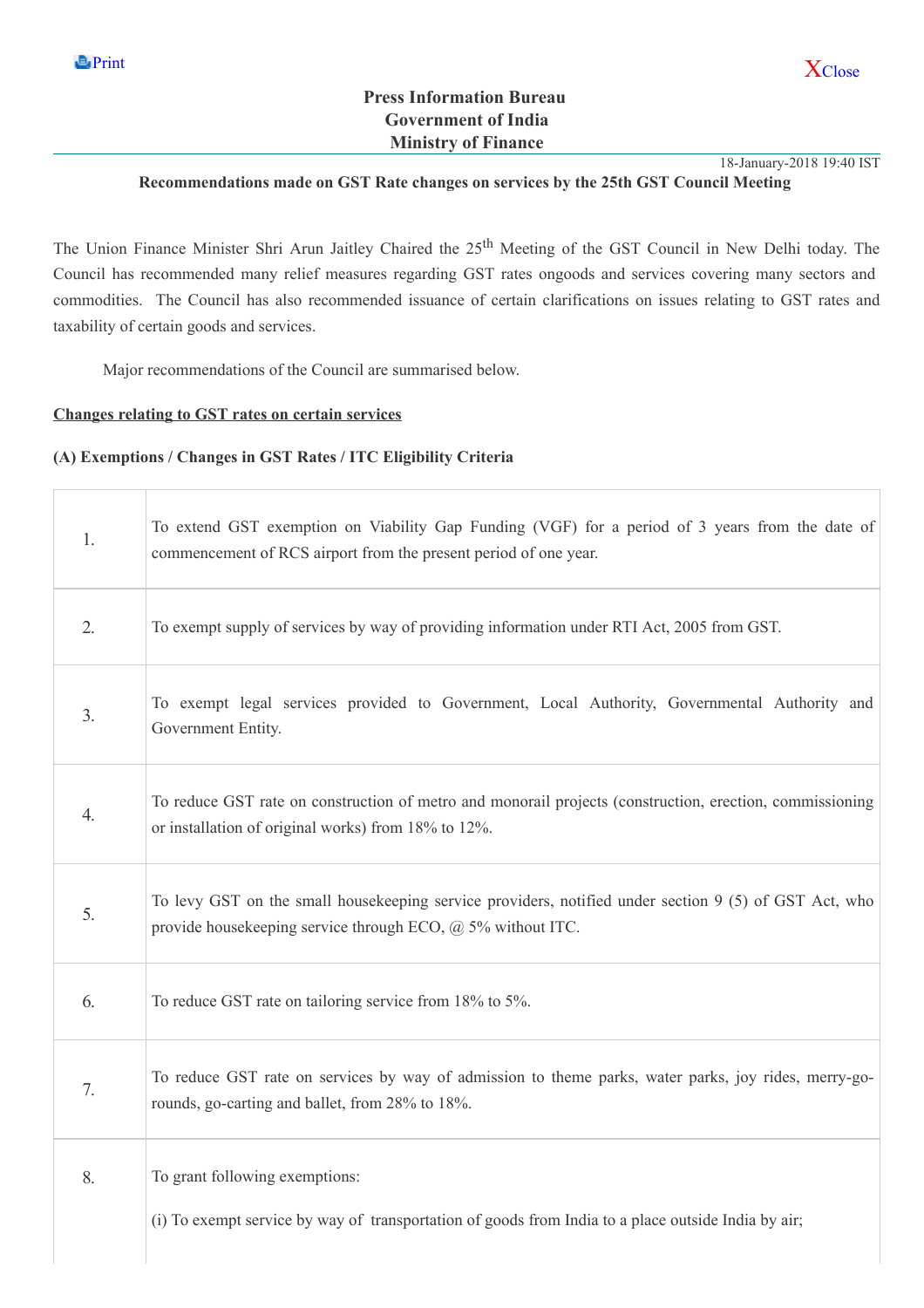**Press Information Bureau**
**Government of India**
**Ministry of Finance**

18-January-2018 19:40 IST

**Recommendations made on GST Rate changes on services by the 25th GST Council Meeting**

The Union Finance Minister Shri Arun Jaitley Chaired the 25th Meeting of the GST Council in New Delhi today. The Council has recommended many relief measures regarding GST rates ongoods and services covering many sectors and commodities. The Council has also recommended issuance of certain clarifications on issues relating to GST rates and taxability of certain goods and services.

Major recommendations of the Council are summarised below.

**Changes relating to GST rates on certain services**

**(A) Exemptions / Changes in GST Rates / ITC Eligibility Criteria**

| | |
|---|---|
| 1. | To extend GST exemption on Viability Gap Funding (VGF) for a period of 3 years from the date of commencement of RCS airport from the present period of one year. |
| 2. | To exempt supply of services by way of providing information under RTI Act, 2005 from GST. |
| 3. | To exempt legal services provided to Government, Local Authority, Governmental Authority and Government Entity. |
| 4. | To reduce GST rate on construction of metro and monorail projects (construction, erection, commissioning or installation of original works) from 18% to 12%. |
| 5. | To levy GST on the small housekeeping service providers, notified under section 9 (5) of GST Act, who provide housekeeping service through ECO, @ 5% without ITC. |
| 6. | To reduce GST rate on tailoring service from 18% to 5%. |
| 7. | To reduce GST rate on services by way of admission to theme parks, water parks, joy rides, merry-go-rounds, go-carting and ballet, from 28% to 18%. |
| 8. | To grant following exemptions:<br><br>(i) To exempt service by way of transportation of goods from India to a place outside India by air; |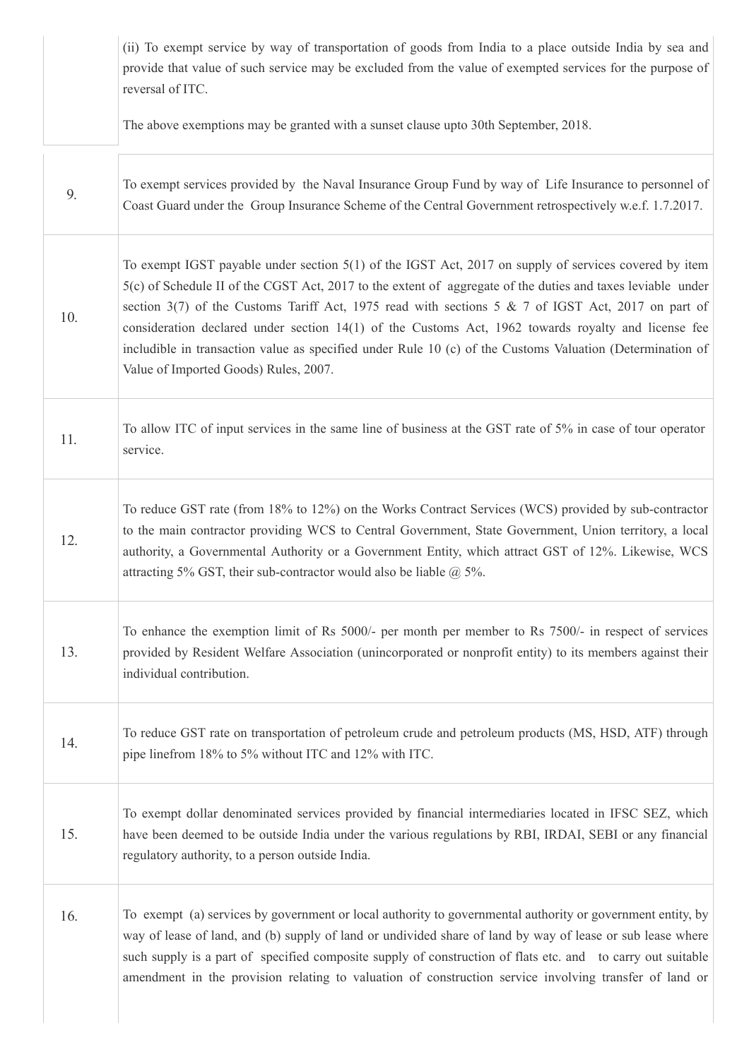| | |
|---|---|
| | (ii) To exempt service by way of transportation of goods from India to a place outside India by sea and provide that value of such service may be excluded from the value of exempted services for the purpose of reversal of ITC.<br><br>The above exemptions may be granted with a sunset clause upto 30th September, 2018. |
| 9. | To exempt services provided by the Naval Insurance Group Fund by way of Life Insurance to personnel of Coast Guard under the Group Insurance Scheme of the Central Government retrospectively w.e.f. 1.7.2017. |
| 10. | To exempt IGST payable under section 5(1) of the IGST Act, 2017 on supply of services covered by item 5(c) of Schedule II of the CGST Act, 2017 to the extent of aggregate of the duties and taxes leviable under section 3(7) of the Customs Tariff Act, 1975 read with sections 5 & 7 of IGST Act, 2017 on part of consideration declared under section 14(1) of the Customs Act, 1962 towards royalty and license fee includible in transaction value as specified under Rule 10 (c) of the Customs Valuation (Determination of Value of Imported Goods) Rules, 2007. |
| 11. | To allow ITC of input services in the same line of business at the GST rate of 5% in case of tour operator service. |
| 12. | To reduce GST rate (from 18% to 12%) on the Works Contract Services (WCS) provided by sub-contractor to the main contractor providing WCS to Central Government, State Government, Union territory, a local authority, a Governmental Authority or a Government Entity, which attract GST of 12%. Likewise, WCS attracting 5% GST, their sub-contractor would also be liable @ 5%. |
| 13. | To enhance the exemption limit of Rs 5000/- per month per member to Rs 7500/- in respect of services provided by Resident Welfare Association (unincorporated or nonprofit entity) to its members against their individual contribution. |
| 14. | To reduce GST rate on transportation of petroleum crude and petroleum products (MS, HSD, ATF) through pipe linefrom 18% to 5% without ITC and 12% with ITC. |
| 15. | To exempt dollar denominated services provided by financial intermediaries located in IFSC SEZ, which have been deemed to be outside India under the various regulations by RBI, IRDAI, SEBI or any financial regulatory authority, to a person outside India. |
| 16. | To exempt (a) services by government or local authority to governmental authority or government entity, by way of lease of land, and (b) supply of land or undivided share of land by way of lease or sub lease where such supply is a part of specified composite supply of construction of flats etc. and to carry out suitable amendment in the provision relating to valuation of construction service involving transfer of land or |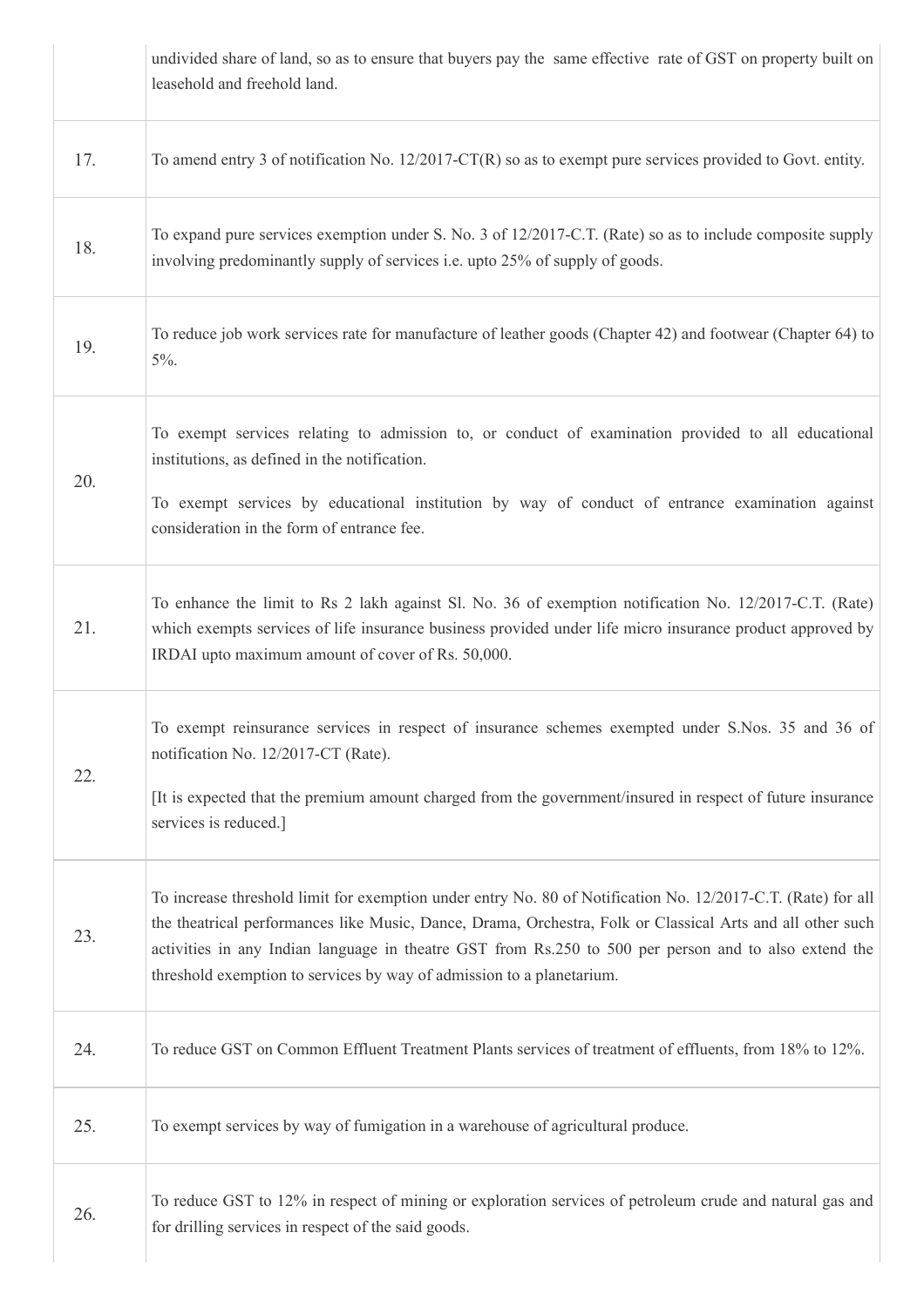| | |
|---|---|
| | undivided share of land, so as to ensure that buyers pay the same effective rate of GST on property built on leasehold and freehold land. |
| 17. | To amend entry 3 of notification No. 12/2017-CT(R) so as to exempt pure services provided to Govt. entity. |
| 18. | To expand pure services exemption under S. No. 3 of 12/2017-C.T. (Rate) so as to include composite supply involving predominantly supply of services i.e. upto 25% of supply of goods. |
| 19. | To reduce job work services rate for manufacture of leather goods (Chapter 42) and footwear (Chapter 64) to 5%. |
| 20. | To exempt services relating to admission to, or conduct of examination provided to all educational institutions, as defined in the notification.<br><br>To exempt services by educational institution by way of conduct of entrance examination against consideration in the form of entrance fee. |
| 21. | To enhance the limit to Rs 2 lakh against Sl. No. 36 of exemption notification No. 12/2017-C.T. (Rate) which exempts services of life insurance business provided under life micro insurance product approved by IRDAI upto maximum amount of cover of Rs. 50,000. |
| 22. | To exempt reinsurance services in respect of insurance schemes exempted under S.Nos. 35 and 36 of notification No. 12/2017-CT (Rate).<br><br>[It is expected that the premium amount charged from the government/insured in respect of future insurance services is reduced.] |
| 23. | To increase threshold limit for exemption under entry No. 80 of Notification No. 12/2017-C.T. (Rate) for all the theatrical performances like Music, Dance, Drama, Orchestra, Folk or Classical Arts and all other such activities in any Indian language in theatre GST from Rs.250 to 500 per person and to also extend the threshold exemption to services by way of admission to a planetarium. |
| 24. | To reduce GST on Common Effluent Treatment Plants services of treatment of effluents, from 18% to 12%. |
| 25. | To exempt services by way of fumigation in a warehouse of agricultural produce. |
| 26. | To reduce GST to 12% in respect of mining or exploration services of petroleum crude and natural gas and for drilling services in respect of the said goods. |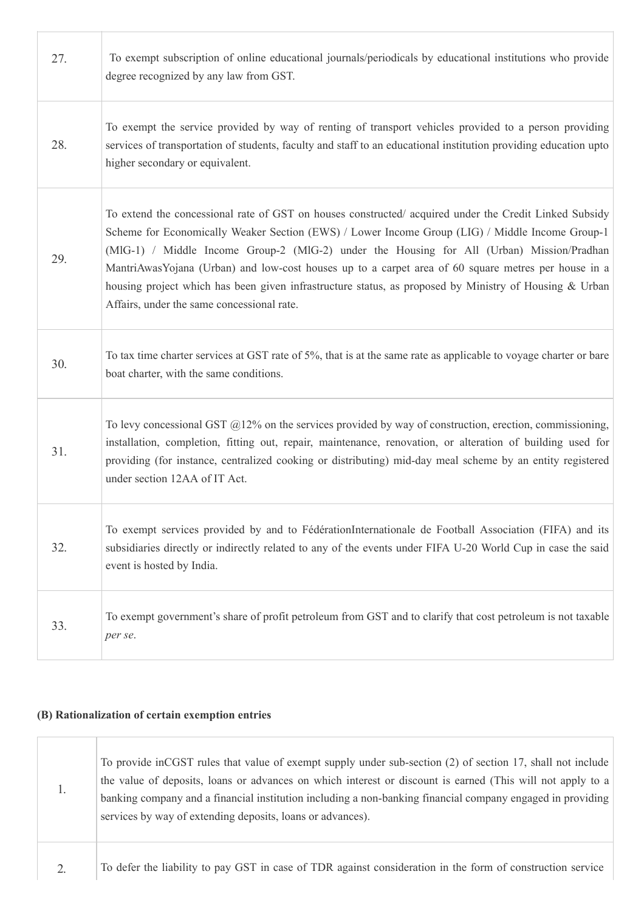| | |
|---|---|
| 27. | To exempt subscription of online educational journals/periodicals by educational institutions who provide degree recognized by any law from GST. |
| 28. | To exempt the service provided by way of renting of transport vehicles provided to a person providing services of transportation of students, faculty and staff to an educational institution providing education upto higher secondary or equivalent. |
| 29. | To extend the concessional rate of GST on houses constructed/ acquired under the Credit Linked Subsidy Scheme for Economically Weaker Section (EWS) / Lower Income Group (LIG) / Middle Income Group-1 (MlG-1) / Middle Income Group-2 (MlG-2) under the Housing for All (Urban) Mission/Pradhan MantriAwasYojana (Urban) and low-cost houses up to a carpet area of 60 square metres per house in a housing project which has been given infrastructure status, as proposed by Ministry of Housing & Urban Affairs, under the same concessional rate. |
| 30. | To tax time charter services at GST rate of 5%, that is at the same rate as applicable to voyage charter or bare boat charter, with the same conditions. |
| 31. | To levy concessional GST @12% on the services provided by way of construction, erection, commissioning, installation, completion, fitting out, repair, maintenance, renovation, or alteration of building used for providing (for instance, centralized cooking or distributing) mid-day meal scheme by an entity registered under section 12AA of IT Act. |
| 32. | To exempt services provided by and to FédérationInternationale de Football Association (FIFA) and its subsidiaries directly or indirectly related to any of the events under FIFA U-20 World Cup in case the said event is hosted by India. |
| 33. | To exempt government's share of profit petroleum from GST and to clarify that cost petroleum is not taxable *per se*. |

**(B) Rationalization of certain exemption entries**

| | |
|---|---|
| 1. | To provide inCGST rules that value of exempt supply under sub-section (2) of section 17, shall not include the value of deposits, loans or advances on which interest or discount is earned (This will not apply to a banking company and a financial institution including a non-banking financial company engaged in providing services by way of extending deposits, loans or advances). |
| 2. | To defer the liability to pay GST in case of TDR against consideration in the form of construction service |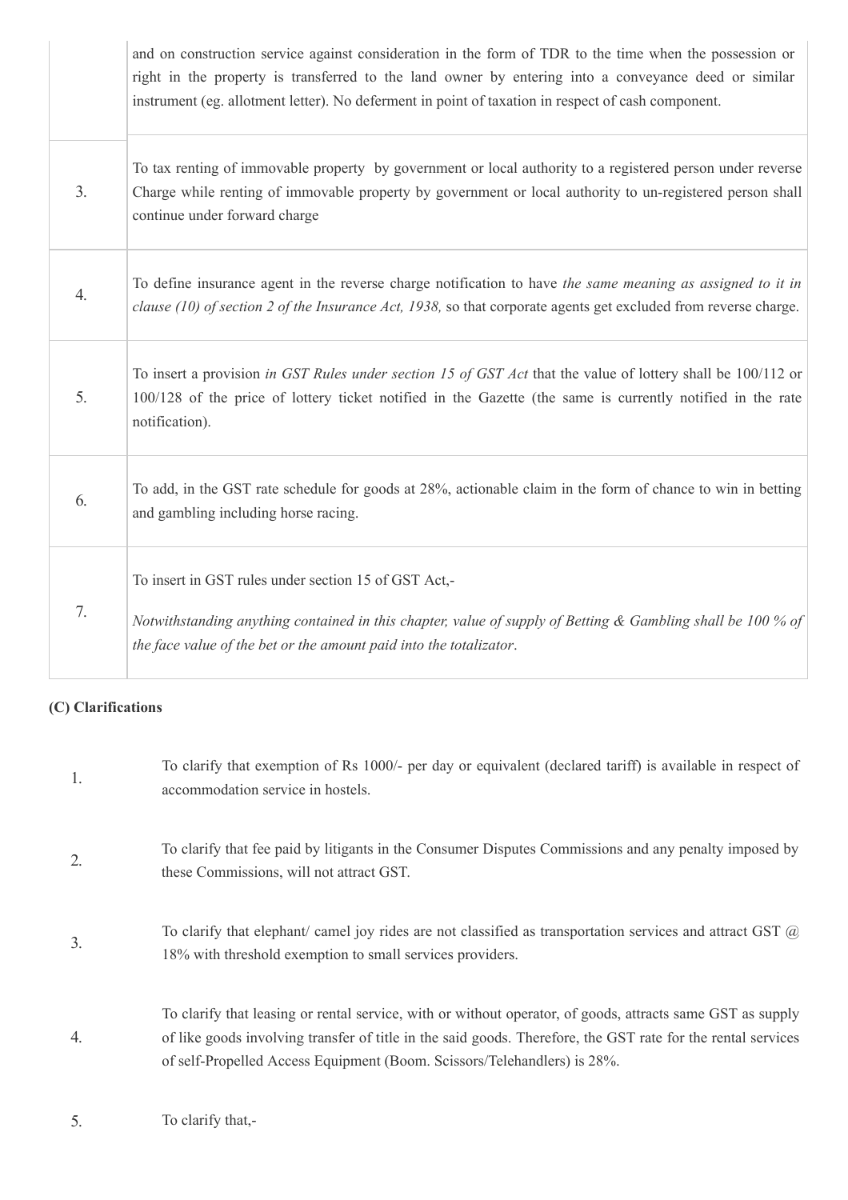| | |
|---|---|
| | and on construction service against consideration in the form of TDR to the time when the possession or right in the property is transferred to the land owner by entering into a conveyance deed or similar instrument (eg. allotment letter). No deferment in point of taxation in respect of cash component. |
| 3. | To tax renting of immovable property by government or local authority to a registered person under reverse Charge while renting of immovable property by government or local authority to un-registered person shall continue under forward charge |
| 4. | To define insurance agent in the reverse charge notification to have *the same meaning as assigned to it in clause (10) of section 2 of the Insurance Act, 1938,* so that corporate agents get excluded from reverse charge. |
| 5. | To insert a provision *in GST Rules under section 15 of GST Act* that the value of lottery shall be 100/112 or 100/128 of the price of lottery ticket notified in the Gazette (the same is currently notified in the rate notification). |
| 6. | To add, in the GST rate schedule for goods at 28%, actionable claim in the form of chance to win in betting and gambling including horse racing. |
| 7. | To insert in GST rules under section 15 of GST Act,- <br><br> *Notwithstanding anything contained in this chapter, value of supply of Betting & Gambling shall be 100 % of the face value of the bet or the amount paid into the totalizator*. |

**(C) Clarifications**

1. To clarify that exemption of Rs 1000/- per day or equivalent (declared tariff) is available in respect of accommodation service in hostels.

2. To clarify that fee paid by litigants in the Consumer Disputes Commissions and any penalty imposed by these Commissions, will not attract GST.

3. To clarify that elephant/ camel joy rides are not classified as transportation services and attract GST @ 18% with threshold exemption to small services providers.

4. To clarify that leasing or rental service, with or without operator, of goods, attracts same GST as supply of like goods involving transfer of title in the said goods. Therefore, the GST rate for the rental services of self-Propelled Access Equipment (Boom. Scissors/Telehandlers) is 28%.

5. To clarify that,-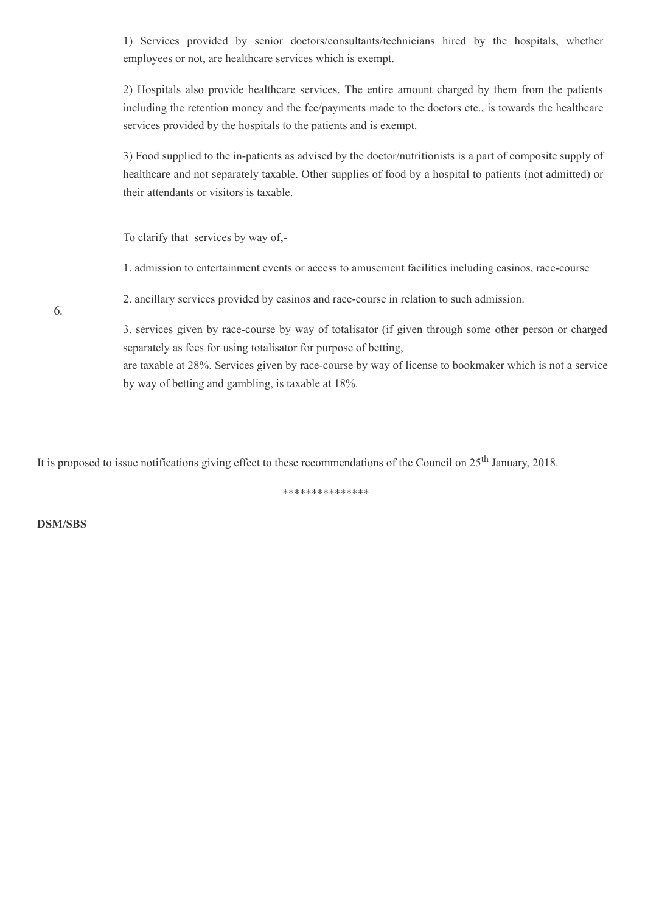1) Services provided by senior doctors/consultants/technicians hired by the hospitals, whether employees or not, are healthcare services which is exempt.

2) Hospitals also provide healthcare services. The entire amount charged by them from the patients including the retention money and the fee/payments made to the doctors etc., is towards the healthcare services provided by the hospitals to the patients and is exempt.

3) Food supplied to the in-patients as advised by the doctor/nutritionists is a part of composite supply of healthcare and not separately taxable. Other supplies of food by a hospital to patients (not admitted) or their attendants or visitors is taxable.

6. To clarify that services by way of,-

1. admission to entertainment events or access to amusement facilities including casinos, race-course

2. ancillary services provided by casinos and race-course in relation to such admission.

3. services given by race-course by way of totalisator (if given through some other person or charged separately as fees for using totalisator for purpose of betting,

are taxable at 28%. Services given by race-course by way of license to bookmaker which is not a service by way of betting and gambling, is taxable at 18%.

It is proposed to issue notifications giving effect to these recommendations of the Council on 25th January, 2018.

***************

**DSM/SBS**